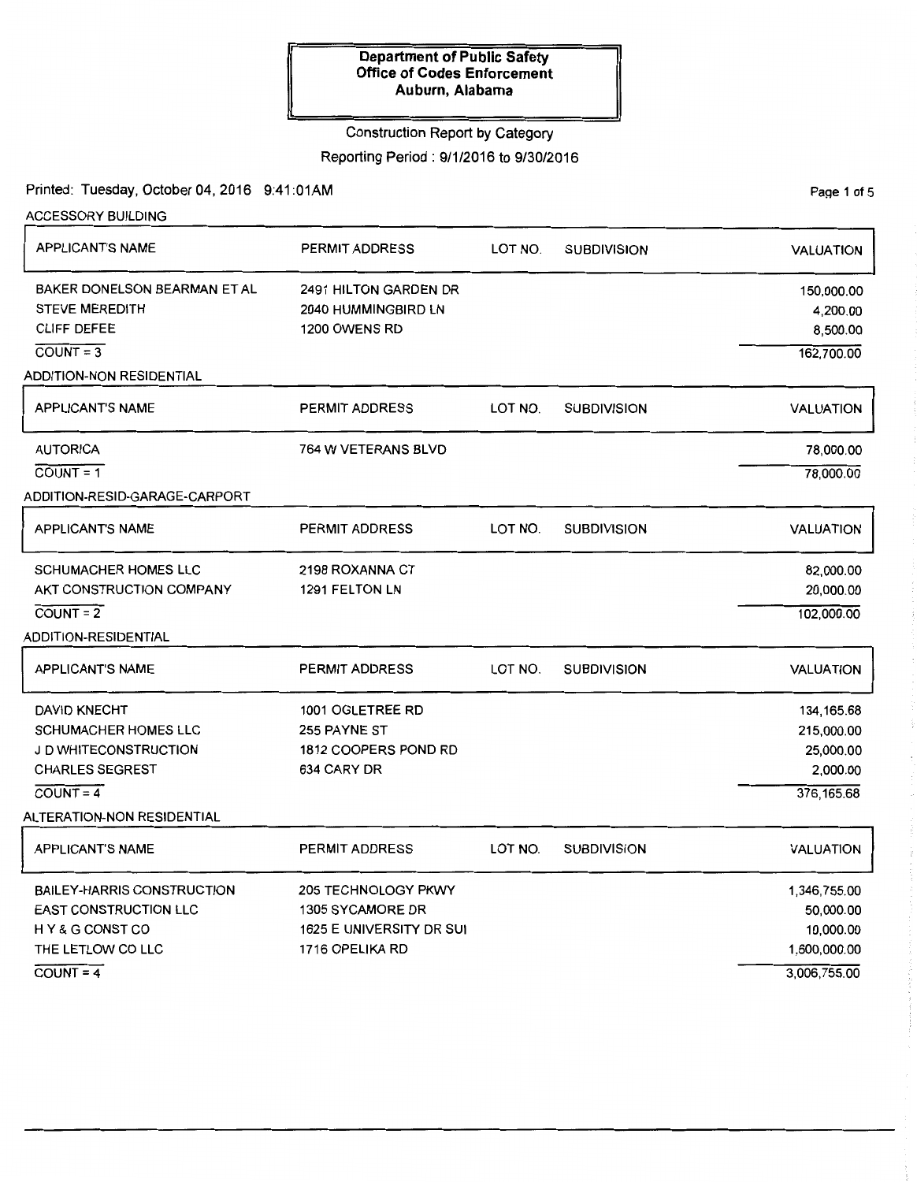**Department of Public Safety**
**Office of Codes Enforcement**
**Auburn, Alabama**

Construction Report by Category

Reporting Period : 9/1/2016 to 9/30/2016

Printed: Tuesday, October 04, 2016 9:41:01AM

## ACCESSORY BUILDING

| APPLICANT'S NAME | PERMIT ADDRESS | LOT NO. | SUBDIVISION | VALUATION |
|---|---|---|---|---|
| BAKER DONELSON BEARMAN ET AL | 2491 HILTON GARDEN DR | | | 150,000.00 |
| STEVE MEREDITH | 2040 HUMMINGBIRD LN | | | 4,200.00 |
| CLIFF DEFEE | 1200 OWENS RD | | | 8,500.00 |
| COUNT = 3 | | | | 162,700.00 |

## ADDITION-NON RESIDENTIAL

| APPLICANT'S NAME | PERMIT ADDRESS | LOT NO. | SUBDIVISION | VALUATION |
|---|---|---|---|---|
| AUTORICA | 764 W VETERANS BLVD | | | 78,000.00 |
| COUNT = 1 | | | | 78,000.00 |

## ADDITION-RESID-GARAGE-CARPORT

| APPLICANT'S NAME | PERMIT ADDRESS | LOT NO. | SUBDIVISION | VALUATION |
|---|---|---|---|---|
| SCHUMACHER HOMES LLC | 2198 ROXANNA CT | | | 82,000.00 |
| AKT CONSTRUCTION COMPANY | 1291 FELTON LN | | | 20,000.00 |
| COUNT = 2 | | | | 102,000.00 |

## ADDITION-RESIDENTIAL

| APPLICANT'S NAME | PERMIT ADDRESS | LOT NO. | SUBDIVISION | VALUATION |
|---|---|---|---|---|
| DAVID KNECHT | 1001 OGLETREE RD | | | 134,165.68 |
| SCHUMACHER HOMES LLC | 255 PAYNE ST | | | 215,000.00 |
| J D WHITECONSTRUCTION | 1812 COOPERS POND RD | | | 25,000.00 |
| CHARLES SEGREST | 634 CARY DR | | | 2,000.00 |
| COUNT = 4 | | | | 376,165.68 |

## ALTERATION-NON RESIDENTIAL

| APPLICANT'S NAME | PERMIT ADDRESS | LOT NO. | SUBDIVISION | VALUATION |
|---|---|---|---|---|
| BAILEY-HARRIS CONSTRUCTION | 205 TECHNOLOGY PKWY | | | 1,346,755.00 |
| EAST CONSTRUCTION LLC | 1305 SYCAMORE DR | | | 50,000.00 |
| H Y & G CONST CO | 1625 E UNIVERSITY DR SUI | | | 10,000.00 |
| THE LETLOW CO LLC | 1716 OPELIKA RD | | | 1,600,000.00 |
| COUNT = 4 | | | | 3,006,755.00 |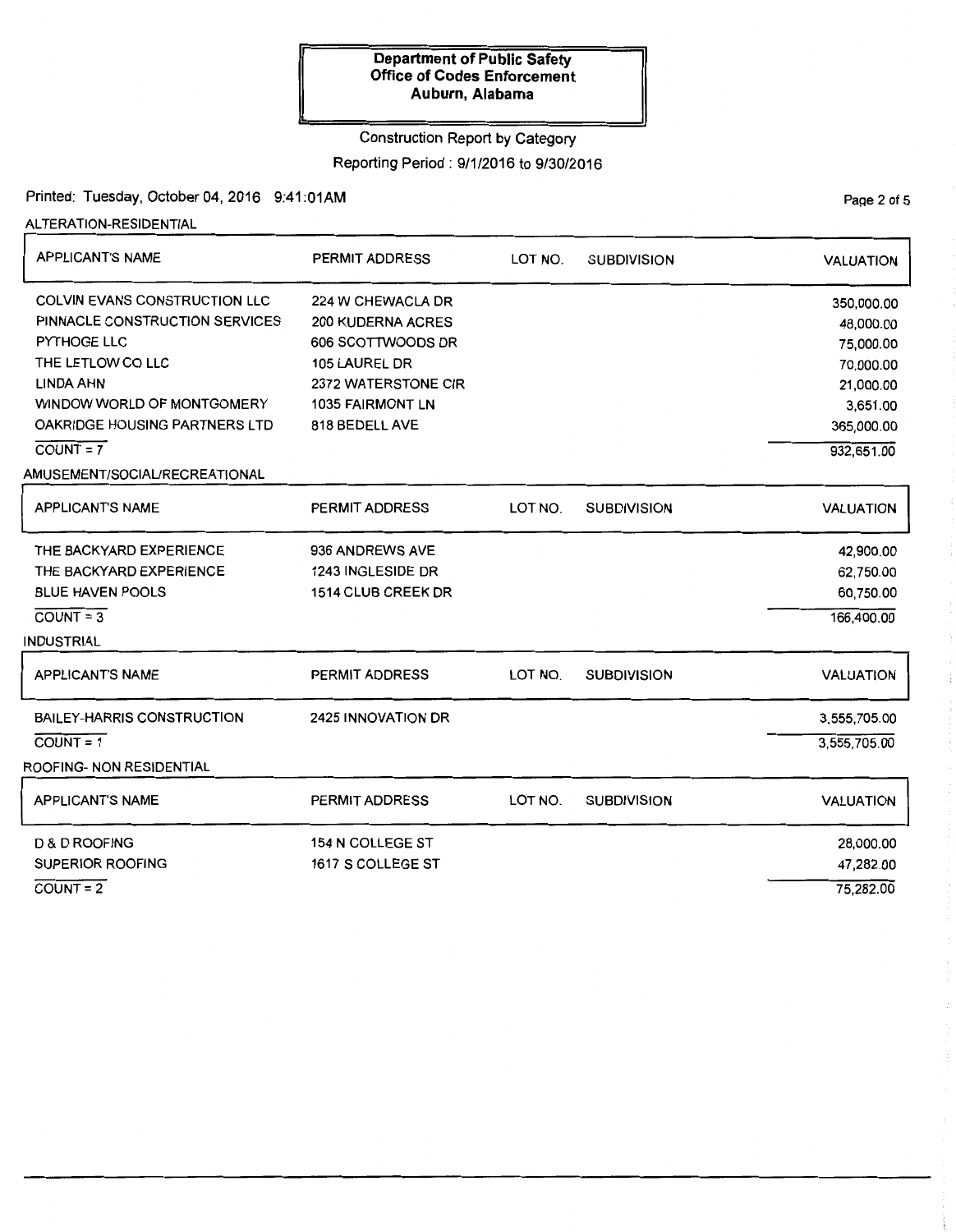**Department of Public Safety**
**Office of Codes Enforcement**
**Auburn, Alabama**

Construction Report by Category

Reporting Period : 9/1/2016 to 9/30/2016

Printed: Tuesday, October 04, 2016 9:41:01AM

### ALTERATION-RESIDENTIAL

| APPLICANT'S NAME | PERMIT ADDRESS | LOT NO. | SUBDIVISION | VALUATION |
|---|---|---|---|---|
| COLVIN EVANS CONSTRUCTION LLC | 224 W CHEWACLA DR | | | 350,000.00 |
| PINNACLE CONSTRUCTION SERVICES | 200 KUDERNA ACRES | | | 48,000.00 |
| PYTHOGE LLC | 606 SCOTTWOODS DR | | | 75,000.00 |
| THE LETLOW CO LLC | 105 LAUREL DR | | | 70,000.00 |
| LINDA AHN | 2372 WATERSTONE CIR | | | 21,000.00 |
| WINDOW WORLD OF MONTGOMERY | 1035 FAIRMONT LN | | | 3,651.00 |
| OAKRIDGE HOUSING PARTNERS LTD | 818 BEDELL AVE | | | 365,000.00 |
| COUNT = 7 | | | | 932,651.00 |

### AMUSEMENT/SOCIAL/RECREATIONAL

| APPLICANT'S NAME | PERMIT ADDRESS | LOT NO. | SUBDIVISION | VALUATION |
|---|---|---|---|---|
| THE BACKYARD EXPERIENCE | 936 ANDREWS AVE | | | 42,900.00 |
| THE BACKYARD EXPERIENCE | 1243 INGLESIDE DR | | | 62,750.00 |
| BLUE HAVEN POOLS | 1514 CLUB CREEK DR | | | 60,750.00 |
| COUNT = 3 | | | | 166,400.00 |

### INDUSTRIAL

| APPLICANT'S NAME | PERMIT ADDRESS | LOT NO. | SUBDIVISION | VALUATION |
|---|---|---|---|---|
| BAILEY-HARRIS CONSTRUCTION | 2425 INNOVATION DR | | | 3,555,705.00 |
| COUNT = 1 | | | | 3,555,705.00 |

### ROOFING- NON RESIDENTIAL

| APPLICANT'S NAME | PERMIT ADDRESS | LOT NO. | SUBDIVISION | VALUATION |
|---|---|---|---|---|
| D & D ROOFING | 154 N COLLEGE ST | | | 28,000.00 |
| SUPERIOR ROOFING | 1617 S COLLEGE ST | | | 47,282.00 |
| COUNT = 2 | | | | 75,282.00 |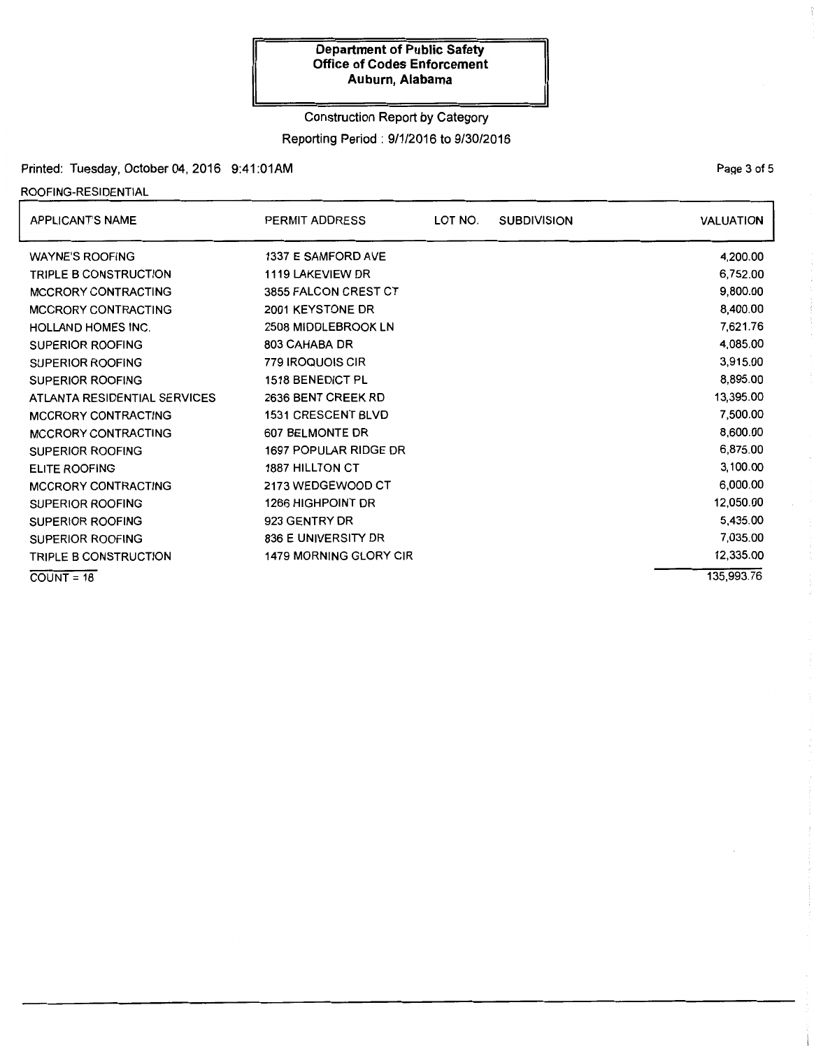**Department of Public Safety**
**Office of Codes Enforcement**
**Auburn, Alabama**

Construction Report by Category

Reporting Period : 9/1/2016 to 9/30/2016

Printed: Tuesday, October 04, 2016 9:41:01AM

ROOFING-RESIDENTIAL

| APPLICANT'S NAME | PERMIT ADDRESS | LOT NO. | SUBDIVISION | VALUATION |
|---|---|---|---|---|
| WAYNE'S ROOFING | 1337 E SAMFORD AVE | | | 4,200.00 |
| TRIPLE B CONSTRUCTION | 1119 LAKEVIEW DR | | | 6,752.00 |
| MCCRORY CONTRACTING | 3855 FALCON CREST CT | | | 9,800.00 |
| MCCRORY CONTRACTING | 2001 KEYSTONE DR | | | 8,400.00 |
| HOLLAND HOMES INC. | 2508 MIDDLEBROOK LN | | | 7,621.76 |
| SUPERIOR ROOFING | 803 CAHABA DR | | | 4,085.00 |
| SUPERIOR ROOFING | 779 IROQUOIS CIR | | | 3,915.00 |
| SUPERIOR ROOFING | 1518 BENEDICT PL | | | 8,895.00 |
| ATLANTA RESIDENTIAL SERVICES | 2636 BENT CREEK RD | | | 13,395.00 |
| MCCRORY CONTRACTING | 1531 CRESCENT BLVD | | | 7,500.00 |
| MCCRORY CONTRACTING | 607 BELMONTE DR | | | 8,600.00 |
| SUPERIOR ROOFING | 1697 POPULAR RIDGE DR | | | 6,875.00 |
| ELITE ROOFING | 1887 HILLTON CT | | | 3,100.00 |
| MCCRORY CONTRACTING | 2173 WEDGEWOOD CT | | | 6,000.00 |
| SUPERIOR ROOFING | 1266 HIGHPOINT DR | | | 12,050.00 |
| SUPERIOR ROOFING | 923 GENTRY DR | | | 5,435.00 |
| SUPERIOR ROOFING | 836 E UNIVERSITY DR | | | 7,035.00 |
| TRIPLE B CONSTRUCTION | 1479 MORNING GLORY CIR | | | 12,335.00 |
| COUNT = 18 | | | | 135,993.76 |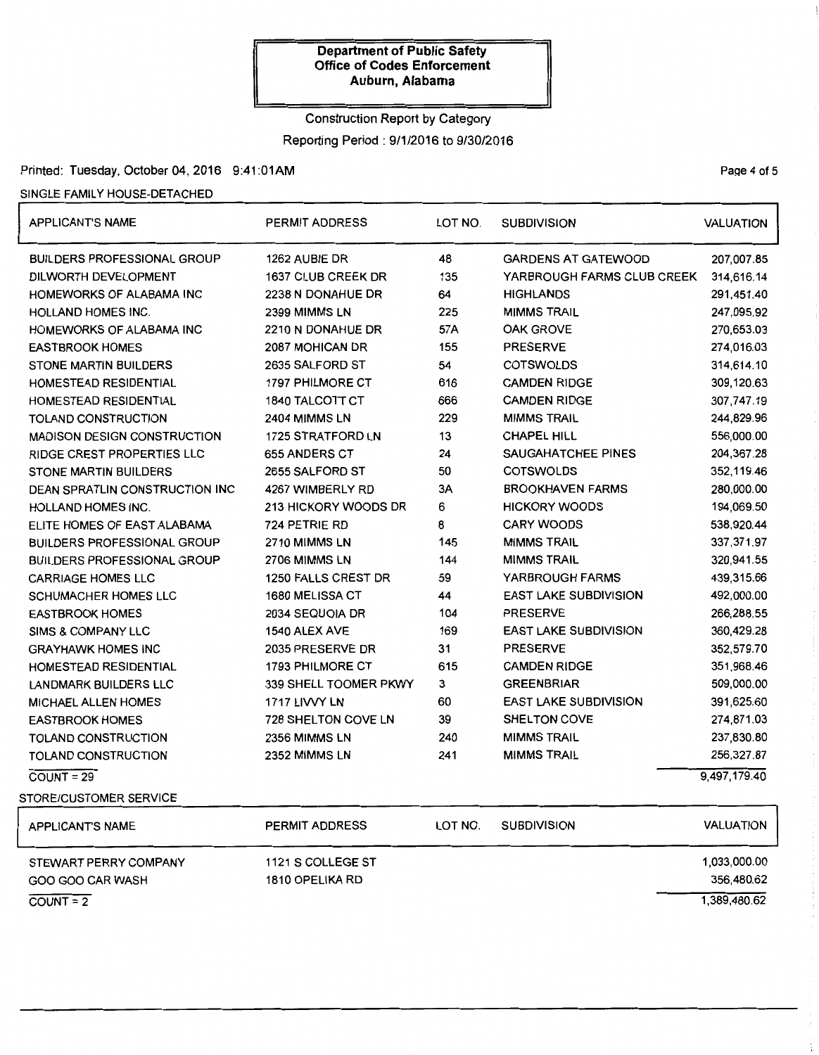**Department of Public Safety**
**Office of Codes Enforcement**
**Auburn, Alabama**

Construction Report by Category

Reporting Period : 9/1/2016 to 9/30/2016

Printed: Tuesday, October 04, 2016 9:41:01AM

SINGLE FAMILY HOUSE-DETACHED

| APPLICANT'S NAME | PERMIT ADDRESS | LOT NO. | SUBDIVISION | VALUATION |
|---|---|---|---|---|
| BUILDERS PROFESSIONAL GROUP | 1262 AUBIE DR | 48 | GARDENS AT GATEWOOD | 207,007.85 |
| DILWORTH DEVELOPMENT | 1637 CLUB CREEK DR | 135 | YARBROUGH FARMS CLUB CREEK | 314,616.14 |
| HOMEWORKS OF ALABAMA INC | 2238 N DONAHUE DR | 64 | HIGHLANDS | 291,451.40 |
| HOLLAND HOMES INC. | 2399 MIMMS LN | 225 | MIMMS TRAIL | 247,095.92 |
| HOMEWORKS OF ALABAMA INC | 2210 N DONAHUE DR | 57A | OAK GROVE | 270,653.03 |
| EASTBROOK HOMES | 2087 MOHICAN DR | 155 | PRESERVE | 274,016.03 |
| STONE MARTIN BUILDERS | 2635 SALFORD ST | 54 | COTSWOLDS | 314,614.10 |
| HOMESTEAD RESIDENTIAL | 1797 PHILMORE CT | 616 | CAMDEN RIDGE | 309,120.63 |
| HOMESTEAD RESIDENTIAL | 1840 TALCOTT CT | 666 | CAMDEN RIDGE | 307,747.19 |
| TOLAND CONSTRUCTION | 2404 MIMMS LN | 229 | MIMMS TRAIL | 244,829.96 |
| MADISON DESIGN CONSTRUCTION | 1725 STRATFORD LN | 13 | CHAPEL HILL | 556,000.00 |
| RIDGE CREST PROPERTIES LLC | 655 ANDERS CT | 24 | SAUGAHATCHEE PINES | 204,367.28 |
| STONE MARTIN BUILDERS | 2655 SALFORD ST | 50 | COTSWOLDS | 352,119.46 |
| DEAN SPRATLIN CONSTRUCTION INC | 4267 WIMBERLY RD | 3A | BROOKHAVEN FARMS | 280,000.00 |
| HOLLAND HOMES INC. | 213 HICKORY WOODS DR | 6 | HICKORY WOODS | 194,069.50 |
| ELITE HOMES OF EAST ALABAMA | 724 PETRIE RD | 8 | CARY WOODS | 538,920.44 |
| BUILDERS PROFESSIONAL GROUP | 2710 MIMMS LN | 145 | MIMMS TRAIL | 337,371.97 |
| BUILDERS PROFESSIONAL GROUP | 2706 MIMMS LN | 144 | MIMMS TRAIL | 320,941.55 |
| CARRIAGE HOMES LLC | 1250 FALLS CREST DR | 59 | YARBROUGH FARMS | 439,315.66 |
| SCHUMACHER HOMES LLC | 1680 MELISSA CT | 44 | EAST LAKE SUBDIVISION | 492,000.00 |
| EASTBROOK HOMES | 2034 SEQUOIA DR | 104 | PRESERVE | 266,288.55 |
| SIMS & COMPANY LLC | 1540 ALEX AVE | 169 | EAST LAKE SUBDIVISION | 360,429.28 |
| GRAYHAWK HOMES INC | 2035 PRESERVE DR | 31 | PRESERVE | 352,579.70 |
| HOMESTEAD RESIDENTIAL | 1793 PHILMORE CT | 615 | CAMDEN RIDGE | 351,968.46 |
| LANDMARK BUILDERS LLC | 339 SHELL TOOMER PKWY | 3 | GREENBRIAR | 509,000.00 |
| MICHAEL ALLEN HOMES | 1717 LIVVY LN | 60 | EAST LAKE SUBDIVISION | 391,625.60 |
| EASTBROOK HOMES | 728 SHELTON COVE LN | 39 | SHELTON COVE | 274,871.03 |
| TOLAND CONSTRUCTION | 2356 MIMMS LN | 240 | MIMMS TRAIL | 237,830.80 |
| TOLAND CONSTRUCTION | 2352 MIMMS LN | 241 | MIMMS TRAIL | 256,327.87 |
| COUNT = 29 | | | | 9,497,179.40 |

STORE/CUSTOMER SERVICE

| APPLICANT'S NAME | PERMIT ADDRESS | LOT NO. | SUBDIVISION | VALUATION |
|---|---|---|---|---|
| STEWART PERRY COMPANY | 1121 S COLLEGE ST | | | 1,033,000.00 |
| GOO GOO CAR WASH | 1810 OPELIKA RD | | | 356,480.62 |
| COUNT = 2 | | | | 1,389,480.62 |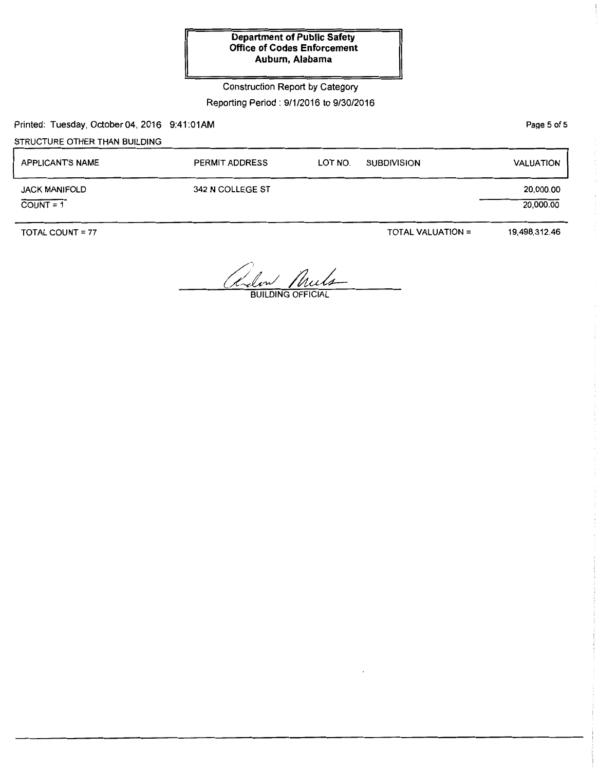**Department of Public Safety**
**Office of Codes Enforcement**
**Auburn, Alabama**

Construction Report by Category

Reporting Period : 9/1/2016 to 9/30/2016

Printed: Tuesday, October 04, 2016 9:41:01AM

STRUCTURE OTHER THAN BUILDING

| APPLICANT'S NAME | PERMIT ADDRESS | LOT NO. | SUBDIVISION | VALUATION |
|---|---|---|---|---|
| JACK MANIFOLD | 342 N COLLEGE ST | | | 20,000.00 |
| COUNT = 1 | | | | 20,000.00 |

TOTAL COUNT = 77 TOTAL VALUATION = 19,498,312.46

BUILDING OFFICIAL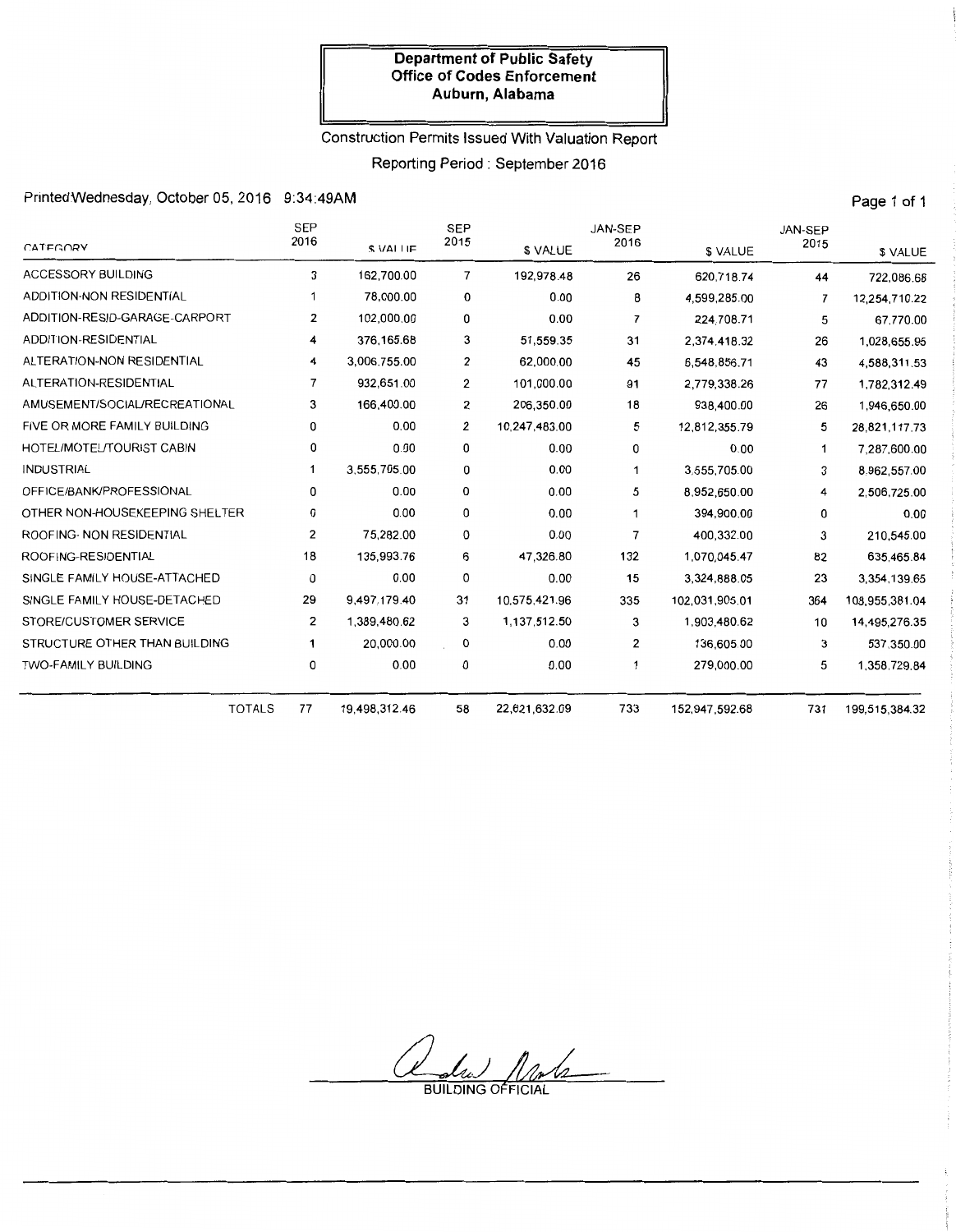**Department of Public Safety**
**Office of Codes Enforcement**
**Auburn, Alabama**

Construction Permits Issued With Valuation Report

Reporting Period : September 2016

Printed Wednesday, October 05, 2016 9:34:49AM

| CATEGORY | SEP 2016 | $ VALUE | SEP 2015 | $ VALUE | JAN-SEP 2016 | $ VALUE | JAN-SEP 2015 | $ VALUE |
|---|---|---|---|---|---|---|---|---|
| ACCESSORY BUILDING | 3 | 162,700.00 | 7 | 192,978.48 | 26 | 620,718.74 | 44 | 722,086.68 |
| ADDITION-NON RESIDENTIAL | 1 | 78,000.00 | 0 | 0.00 | 8 | 4,599,285.00 | 7 | 12,254,710.22 |
| ADDITION-RESID-GARAGE-CARPORT | 2 | 102,000.00 | 0 | 0.00 | 7 | 224,708.71 | 5 | 67,770.00 |
| ADDITION-RESIDENTIAL | 4 | 376,165.68 | 3 | 51,559.35 | 31 | 2,374,418.32 | 26 | 1,028,655.95 |
| ALTERATION-NON RESIDENTIAL | 4 | 3,006,755.00 | 2 | 62,000.00 | 45 | 6,548,856.71 | 43 | 4,588,311.53 |
| ALTERATION-RESIDENTIAL | 7 | 932,651.00 | 2 | 101,000.00 | 91 | 2,779,338.26 | 77 | 1,782,312.49 |
| AMUSEMENT/SOCIAL/RECREATIONAL | 3 | 166,400.00 | 2 | 206,350.00 | 18 | 938,400.00 | 26 | 1,946,650.00 |
| FIVE OR MORE FAMILY BUILDING | 0 | 0.00 | 2 | 10,247,483.00 | 5 | 12,812,355.79 | 5 | 28,821,117.73 |
| HOTEL/MOTEL/TOURIST CABIN | 0 | 0.00 | 0 | 0.00 | 0 | 0.00 | 1 | 7,287,600.00 |
| INDUSTRIAL | 1 | 3,555,705.00 | 0 | 0.00 | 1 | 3,555,705.00 | 3 | 8,962,557.00 |
| OFFICE/BANK/PROFESSIONAL | 0 | 0.00 | 0 | 0.00 | 5 | 8,952,650.00 | 4 | 2,506,725.00 |
| OTHER NON-HOUSEKEEPING SHELTER | 0 | 0.00 | 0 | 0.00 | 1 | 394,900.00 | 0 | 0.00 |
| ROOFING- NON RESIDENTIAL | 2 | 75,282.00 | 0 | 0.00 | 7 | 400,332.00 | 3 | 210,545.00 |
| ROOFING-RESIDENTIAL | 18 | 135,993.76 | 6 | 47,326.80 | 132 | 1,070,045.47 | 82 | 635,465.84 |
| SINGLE FAMILY HOUSE-ATTACHED | 0 | 0.00 | 0 | 0.00 | 15 | 3,324,888.05 | 23 | 3,354,139.65 |
| SINGLE FAMILY HOUSE-DETACHED | 29 | 9,497,179.40 | 31 | 10,575,421.96 | 335 | 102,031,905.01 | 364 | 108,955,381.04 |
| STORE/CUSTOMER SERVICE | 2 | 1,389,480.62 | 3 | 1,137,512.50 | 3 | 1,903,480.62 | 10 | 14,495,276.35 |
| STRUCTURE OTHER THAN BUILDING | 1 | 20,000.00 | 0 | 0.00 | 2 | 136,605.00 | 3 | 537,350.00 |
| TWO-FAMILY BUILDING | 0 | 0.00 | 0 | 0.00 | 1 | 279,000.00 | 5 | 1,358,729.84 |
| TOTALS | 77 | 19,498,312.46 | 58 | 22,621,632.09 | 733 | 152,947,592.68 | 731 | 199,515,384.32 |

BUILDING OFFICIAL